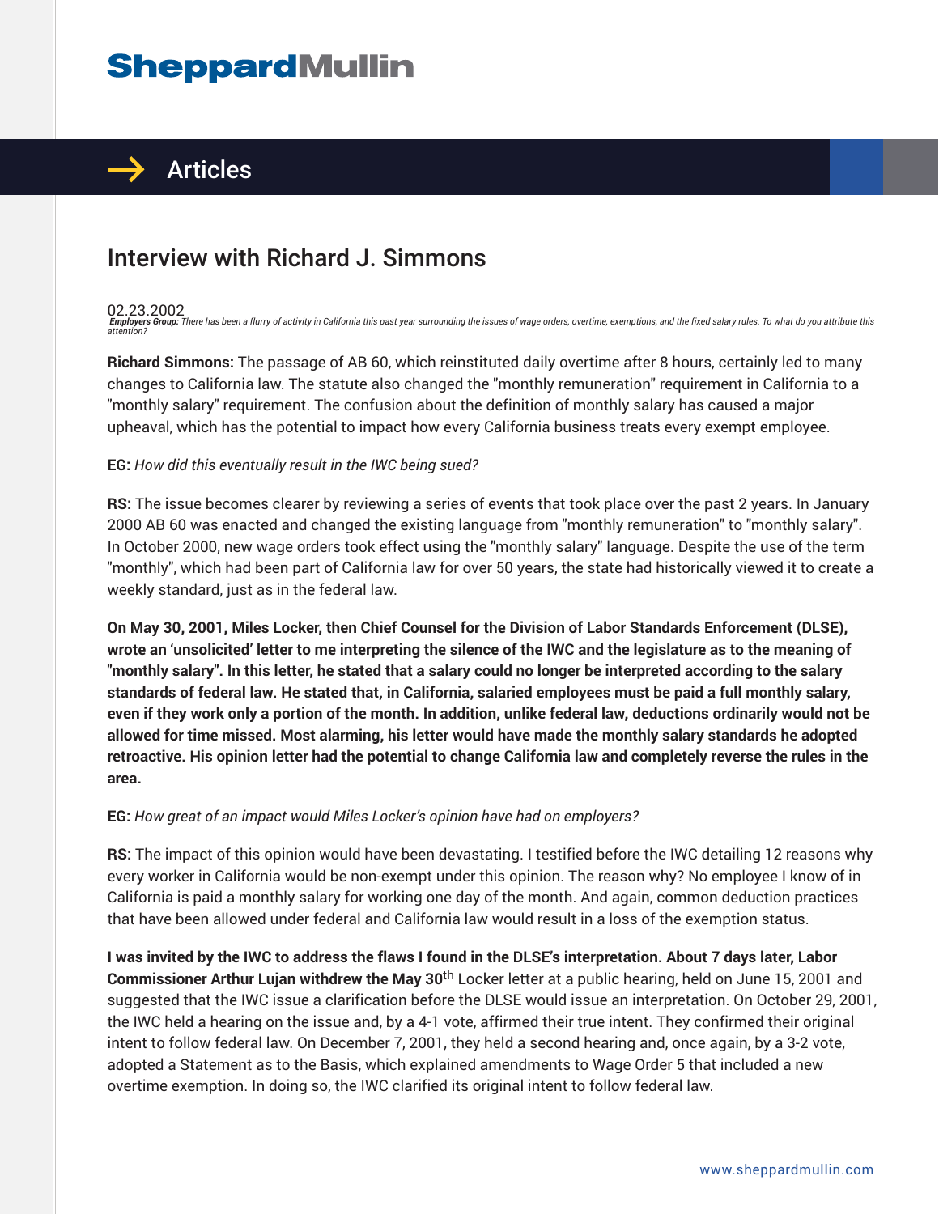# Interview with Richard J. Simmons

02.23.2002

***Employers Group:*** *There has been a flurry of activity in California this past year surrounding the issues of wage orders, overtime, exemptions, and the fixed salary rules. To what do you attribute this attention?*

**Richard Simmons:** The passage of AB 60, which reinstituted daily overtime after 8 hours, certainly led to many changes to California law. The statute also changed the "monthly remuneration" requirement in California to a "monthly salary" requirement. The confusion about the definition of monthly salary has caused a major upheaval, which has the potential to impact how every California business treats every exempt employee.

**EG:** *How did this eventually result in the IWC being sued?*

**RS:** The issue becomes clearer by reviewing a series of events that took place over the past 2 years. In January 2000 AB 60 was enacted and changed the existing language from "monthly remuneration" to "monthly salary". In October 2000, new wage orders took effect using the "monthly salary" language. Despite the use of the term "monthly", which had been part of California law for over 50 years, the state had historically viewed it to create a weekly standard, just as in the federal law.

**On May 30, 2001, Miles Locker, then Chief Counsel for the Division of Labor Standards Enforcement (DLSE), wrote an 'unsolicited' letter to me interpreting the silence of the IWC and the legislature as to the meaning of "monthly salary". In this letter, he stated that a salary could no longer be interpreted according to the salary standards of federal law. He stated that, in California, salaried employees must be paid a full monthly salary, even if they work only a portion of the month. In addition, unlike federal law, deductions ordinarily would not be allowed for time missed. Most alarming, his letter would have made the monthly salary standards he adopted retroactive. His opinion letter had the potential to change California law and completely reverse the rules in the area.**

**EG:** *How great of an impact would Miles Locker's opinion have had on employers?*

**RS:** The impact of this opinion would have been devastating. I testified before the IWC detailing 12 reasons why every worker in California would be non-exempt under this opinion. The reason why? No employee I know of in California is paid a monthly salary for working one day of the month. And again, common deduction practices that have been allowed under federal and California law would result in a loss of the exemption status.

**I was invited by the IWC to address the flaws I found in the DLSE's interpretation. About 7 days later, Labor Commissioner Arthur Lujan withdrew the May 30th** Locker letter at a public hearing, held on June 15, 2001 and suggested that the IWC issue a clarification before the DLSE would issue an interpretation. On October 29, 2001, the IWC held a hearing on the issue and, by a 4-1 vote, affirmed their true intent. They confirmed their original intent to follow federal law. On December 7, 2001, they held a second hearing and, once again, by a 3-2 vote, adopted a Statement as to the Basis, which explained amendments to Wage Order 5 that included a new overtime exemption. In doing so, the IWC clarified its original intent to follow federal law.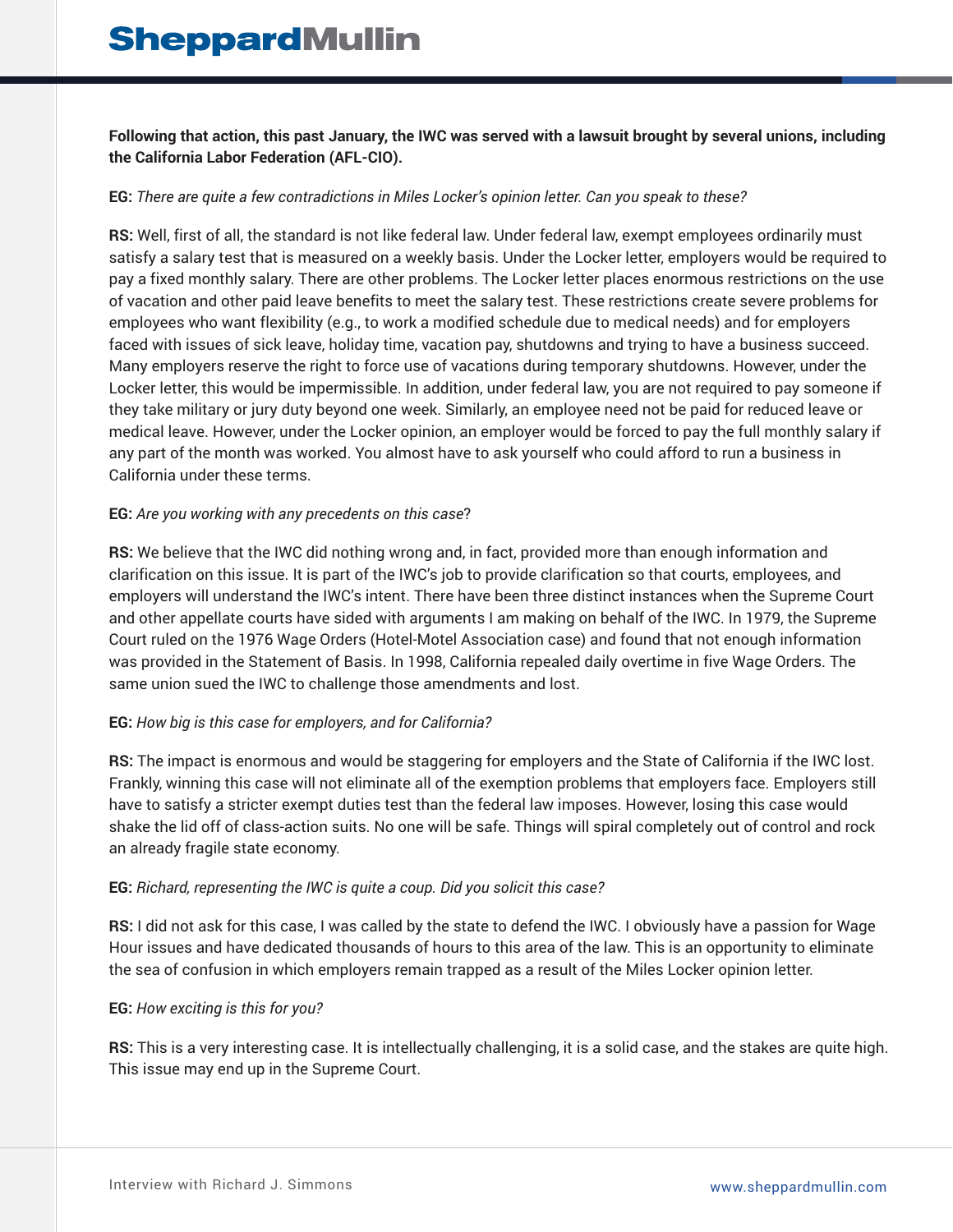**Following that action, this past January, the IWC was served with a lawsuit brought by several unions, including the California Labor Federation (AFL-CIO).**

**EG:** *There are quite a few contradictions in Miles Locker's opinion letter. Can you speak to these?*

**RS:** Well, first of all, the standard is not like federal law. Under federal law, exempt employees ordinarily must satisfy a salary test that is measured on a weekly basis. Under the Locker letter, employers would be required to pay a fixed monthly salary. There are other problems. The Locker letter places enormous restrictions on the use of vacation and other paid leave benefits to meet the salary test. These restrictions create severe problems for employees who want flexibility (e.g., to work a modified schedule due to medical needs) and for employers faced with issues of sick leave, holiday time, vacation pay, shutdowns and trying to have a business succeed. Many employers reserve the right to force use of vacations during temporary shutdowns. However, under the Locker letter, this would be impermissible. In addition, under federal law, you are not required to pay someone if they take military or jury duty beyond one week. Similarly, an employee need not be paid for reduced leave or medical leave. However, under the Locker opinion, an employer would be forced to pay the full monthly salary if any part of the month was worked. You almost have to ask yourself who could afford to run a business in California under these terms.

**EG:** *Are you working with any precedents on this case*?

**RS:** We believe that the IWC did nothing wrong and, in fact, provided more than enough information and clarification on this issue. It is part of the IWC's job to provide clarification so that courts, employees, and employers will understand the IWC's intent. There have been three distinct instances when the Supreme Court and other appellate courts have sided with arguments I am making on behalf of the IWC. In 1979, the Supreme Court ruled on the 1976 Wage Orders (Hotel-Motel Association case) and found that not enough information was provided in the Statement of Basis. In 1998, California repealed daily overtime in five Wage Orders. The same union sued the IWC to challenge those amendments and lost.

**EG:** *How big is this case for employers, and for California?*

**RS:** The impact is enormous and would be staggering for employers and the State of California if the IWC lost. Frankly, winning this case will not eliminate all of the exemption problems that employers face. Employers still have to satisfy a stricter exempt duties test than the federal law imposes. However, losing this case would shake the lid off of class-action suits. No one will be safe. Things will spiral completely out of control and rock an already fragile state economy.

**EG:** *Richard, representing the IWC is quite a coup. Did you solicit this case?*

**RS:** I did not ask for this case, I was called by the state to defend the IWC. I obviously have a passion for Wage Hour issues and have dedicated thousands of hours to this area of the law. This is an opportunity to eliminate the sea of confusion in which employers remain trapped as a result of the Miles Locker opinion letter.

**EG:** *How exciting is this for you?*

**RS:** This is a very interesting case. It is intellectually challenging, it is a solid case, and the stakes are quite high. This issue may end up in the Supreme Court.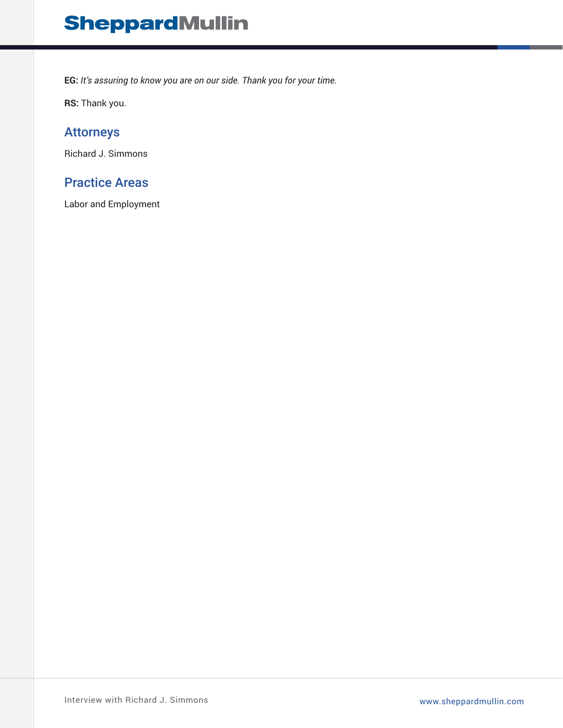**EG:** *It's assuring to know you are on our side. Thank you for your time.*

**RS:** Thank you.

## Attorneys

Richard J. Simmons

## Practice Areas

Labor and Employment